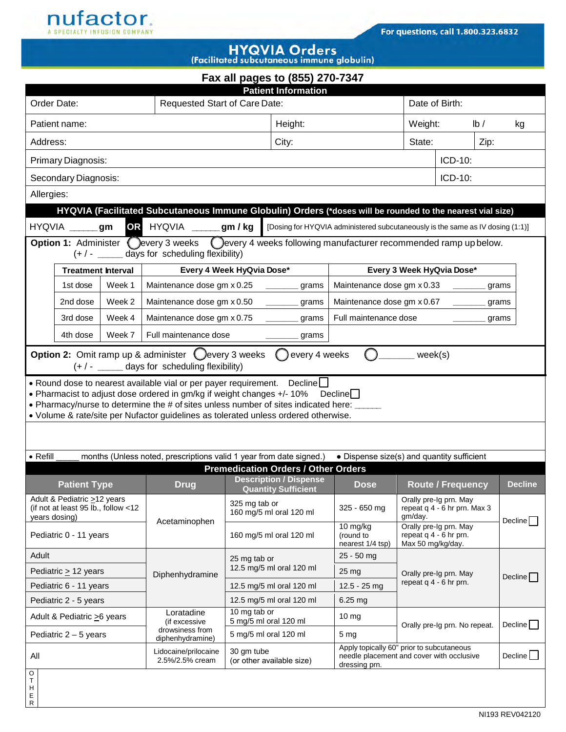nufactor.
A SPECIALTY INFUSION COMPANY

For questions, call 1.800.323.6832

# HYQVIA Orders
(Facilitated subcutaneous immune globulin)

**Fax all pages to (855) 270-7347**

## Patient Information

| Order Date: | Requested Start of Care Date: | | Date of Birth: | |
|---|---|---|---|---|
| Patient name: | | Height: | Weight: lb / kg | |
| Address: | | City: | State: | Zip: |
| Primary Diagnosis: | | | ICD-10: | |
| Secondary Diagnosis: | | | ICD-10: | |
| Allergies: | | | | |

## HYQVIA (Facilitated Subcutaneous Immune Globulin) Orders (*doses will be rounded to the nearest vial size)

HYQVIA _____ gm **OR** HYQVIA _____ gm / kg [Dosing for HYQVIA administered subcutaneously is the same as IV dosing (1:1)]

**Option 1:** Administer ◯ every 3 weeks ◯ every 4 weeks following manufacturer recommended ramp up below.
(+ / - _____ days for scheduling flexibility)

| Treatment Interval | | Every 4 Week HyQvia Dose* | | Every 3 Week HyQvia Dose* | |
|---|---|---|---|---|---|
| 1st dose | Week 1 | Maintenance dose gm x 0.25 | _______ grams | Maintenance dose gm x 0.33 | _______ grams |
| 2nd dose | Week 2 | Maintenance dose gm x 0.50 | _______ grams | Maintenance dose gm x 0.67 | _______ grams |
| 3rd dose | Week 4 | Maintenance dose gm x 0.75 | _______ grams | Full maintenance dose | _______ grams |
| 4th dose | Week 7 | Full maintenance dose | _______ grams | | |

**Option 2:** Omit ramp up & administer ◯ every 3 weeks ◯ every 4 weeks ◯ _______ week(s)
(+ / - _____ days for scheduling flexibility)

- Round dose to nearest available vial or per payer requirement. Decline ☐
- Pharmacist to adjust dose ordered in gm/kg if weight changes +/- 10% Decline ☐
- Pharmacy/nurse to determine the # of sites unless number of sites indicated here: _____
- Volume & rate/site per Nufactor guidelines as tolerated unless ordered otherwise.

- Refill _____ months (Unless noted, prescriptions valid 1 year from date signed.)
- Dispense size(s) and quantity sufficient

## Premedication Orders / Other Orders

| Patient Type | Drug | Description / Dispense Quantity Sufficient | Dose | Route / Frequency | Decline |
|---|---|---|---|---|---|
| Adult & Pediatric ≥12 years (if not at least 95 lb., follow <12 years dosing) | Acetaminophen | 325 mg tab or 160 mg/5 ml oral 120 ml | 325 - 650 mg | Orally pre-Ig prn. May repeat q 4 - 6 hr prn. Max 3 gm/day. | Decline ☐ |
| Pediatric 0 - 11 years | | 160 mg/5 ml oral 120 ml | 10 mg/kg (round to nearest 1/4 tsp) | Orally pre-Ig prn. May repeat q 4 - 6 hr prn. Max 50 mg/kg/day. | |
| Adult | Diphenhydramine | 25 mg tab or 12.5 mg/5 ml oral 120 ml | 25 - 50 mg | Orally pre-Ig prn. May repeat q 4 - 6 hr prn. | Decline ☐ |
| Pediatric ≥ 12 years | | | 25 mg | | |
| Pediatric 6 - 11 years | | 12.5 mg/5 ml oral 120 ml | 12.5 - 25 mg | | |
| Pediatric 2 - 5 years | | 12.5 mg/5 ml oral 120 ml | 6.25 mg | | |
| Adult & Pediatric ≥6 years | Loratadine (if excessive drowsiness from diphenhydramine) | 10 mg tab or 5 mg/5 ml oral 120 ml | 10 mg | Orally pre-Ig prn. No repeat. | Decline ☐ |
| Pediatric 2 – 5 years | | 5 mg/5 ml oral 120 ml | 5 mg | | |
| All | Lidocaine/prilocaine 2.5%/2.5% cream | 30 gm tube (or other available size) | Apply topically 60" prior to subcutaneous needle placement and cover with occlusive dressing prn. | | Decline ☐ |

OTHER

NI193 REV042120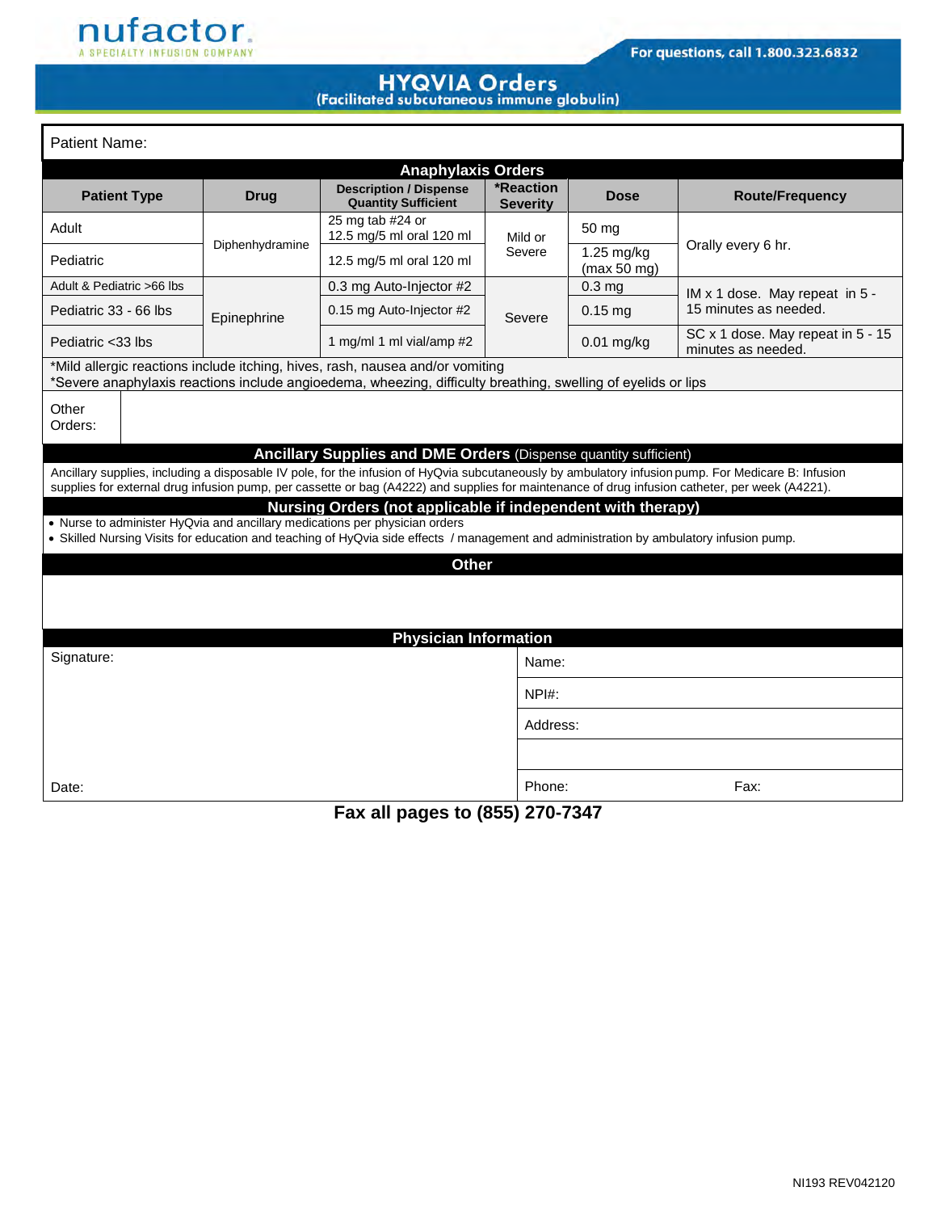nufactor
A SPECIALTY INFUSION COMPANY

For questions, call 1.800.323.6832

# HYQVIA Orders
(Facilitated subcutaneous immune globulin)

Patient Name:

## Anaphylaxis Orders

| Patient Type | Drug | Description / Dispense Quantity Sufficient | *Reaction Severity | Dose | Route/Frequency |
|---|---|---|---|---|---|
| Adult | Diphenhydramine | 25 mg tab #24 or 12.5 mg/5 ml oral 120 ml | Mild or Severe | 50 mg | Orally every 6 hr. |
| Pediatric | | 12.5 mg/5 ml oral 120 ml | | 1.25 mg/kg (max 50 mg) | |
| Adult & Pediatric >66 lbs | Epinephrine | 0.3 mg Auto-Injector #2 | Severe | 0.3 mg | IM x 1 dose. May repeat in 5 - 15 minutes as needed. |
| Pediatric 33 - 66 lbs | | 0.15 mg Auto-Injector #2 | | 0.15 mg | |
| Pediatric <33 lbs | | 1 mg/ml 1 ml vial/amp #2 | | 0.01 mg/kg | SC x 1 dose. May repeat in 5 - 15 minutes as needed. |

*Mild allergic reactions include itching, hives, rash, nausea and/or vomiting
*Severe anaphylaxis reactions include angioedema, wheezing, difficulty breathing, swelling of eyelids or lips

Other Orders:

## Ancillary Supplies and DME Orders (Dispense quantity sufficient)

Ancillary supplies, including a disposable IV pole, for the infusion of HyQvia subcutaneously by ambulatory infusion pump. For Medicare B: Infusion supplies for external drug infusion pump, per cassette or bag (A4222) and supplies for maintenance of drug infusion catheter, per week (A4221).

## Nursing Orders (not applicable if independent with therapy)

- Nurse to administer HyQvia and ancillary medications per physician orders
- Skilled Nursing Visits for education and teaching of HyQvia side effects / management and administration by ambulatory infusion pump.

## Other

## Physician Information

Signature:

Date:

Name:

NPI#:

Address:

Phone: Fax:

**Fax all pages to (855) 270-7347**

NI193 REV042120